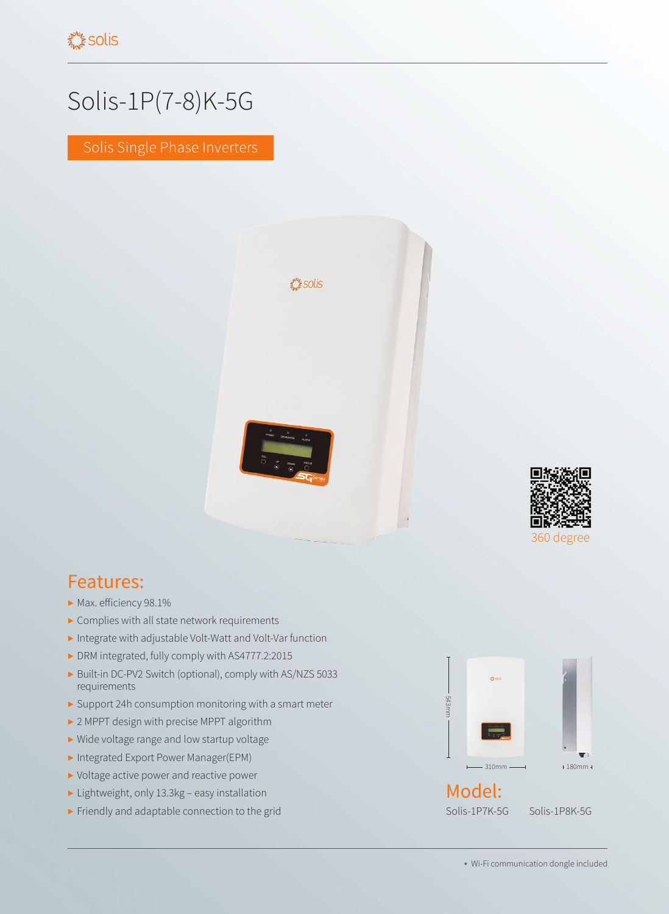# Solis-1P(7-8)K-5G

Solis Single Phase Inverters

360 degree

## Features:

- Max. efficiency 98.1%
- Complies with all state network requirements
- Integrate with adjustable Volt-Watt and Volt-Var function
- DRM integrated, fully comply with AS4777.2:2015
- Built-in DC-PV2 Switch (optional), comply with AS/NZS 5033 requirements
- Support 24h consumption monitoring with a smart meter
- 2 MPPT design with precise MPPT algorithm
- Wide voltage range and low startup voltage
- Integrated Export Power Manager(EPM)
- Voltage active power and reactive power
- Lightweight, only 13.3kg – easy installation
- Friendly and adaptable connection to the grid

543mm

310mm

180mm

## Model:

Solis-1P7K-5G    Solis-1P8K-5G

\* Wi-Fi communication dongle included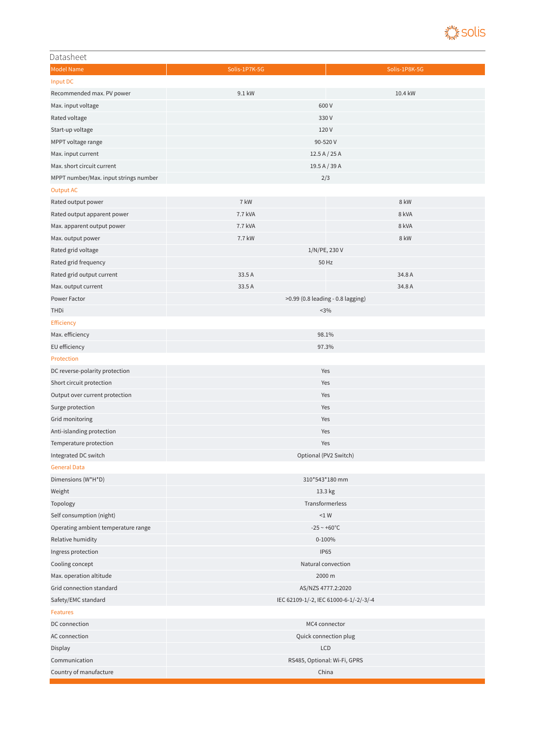## Datasheet

| Model Name | Solis-1P7K-5G | Solis-1P8K-5G |
| --- | --- | --- |
| **Input DC** | | |
| Recommended max. PV power | 9.1 kW | 10.4 kW |
| Max. input voltage | 600 V | |
| Rated voltage | 330 V | |
| Start-up voltage | 120 V | |
| MPPT voltage range | 90-520 V | |
| Max. input current | 12.5 A / 25 A | |
| Max. short circuit current | 19.5 A / 39 A | |
| MPPT number/Max. input strings number | 2/3 | |
| **Output AC** | | |
| Rated output power | 7 kW | 8 kW |
| Rated output apparent power | 7.7 kVA | 8 kVA |
| Max. apparent output power | 7.7 kVA | 8 kVA |
| Max. output power | 7.7 kW | 8 kW |
| Rated grid voltage | 1/N/PE, 230 V | |
| Rated grid frequency | 50 Hz | |
| Rated grid output current | 33.5 A | 34.8 A |
| Max. output current | 33.5 A | 34.8 A |
| Power Factor | >0.99 (0.8 leading - 0.8 lagging) | |
| THDi | <3% | |
| **Efficiency** | | |
| Max. efficiency | 98.1% | |
| EU efficiency | 97.3% | |
| **Protection** | | |
| DC reverse-polarity protection | Yes | |
| Short circuit protection | Yes | |
| Output over current protection | Yes | |
| Surge protection | Yes | |
| Grid monitoring | Yes | |
| Anti-islanding protection | Yes | |
| Temperature protection | Yes | |
| Integrated DC switch | Optional (PV2 Switch) | |
| **General Data** | | |
| Dimensions (W*H*D) | 310*543*180 mm | |
| Weight | 13.3 kg | |
| Topology | Transformerless | |
| Self consumption (night) | <1 W | |
| Operating ambient temperature range | -25 ~ +60°C | |
| Relative humidity | 0-100% | |
| Ingress protection | IP65 | |
| Cooling concept | Natural convection | |
| Max. operation altitude | 2000 m | |
| Grid connection standard | AS/NZS 4777.2:2020 | |
| Safety/EMC standard | IEC 62109-1/-2, IEC 61000-6-1/-2/-3/-4 | |
| **Features** | | |
| DC connection | MC4 connector | |
| AC connection | Quick connection plug | |
| Display | LCD | |
| Communication | RS485, Optional: Wi-Fi, GPRS | |
| Country of manufacture | China | |